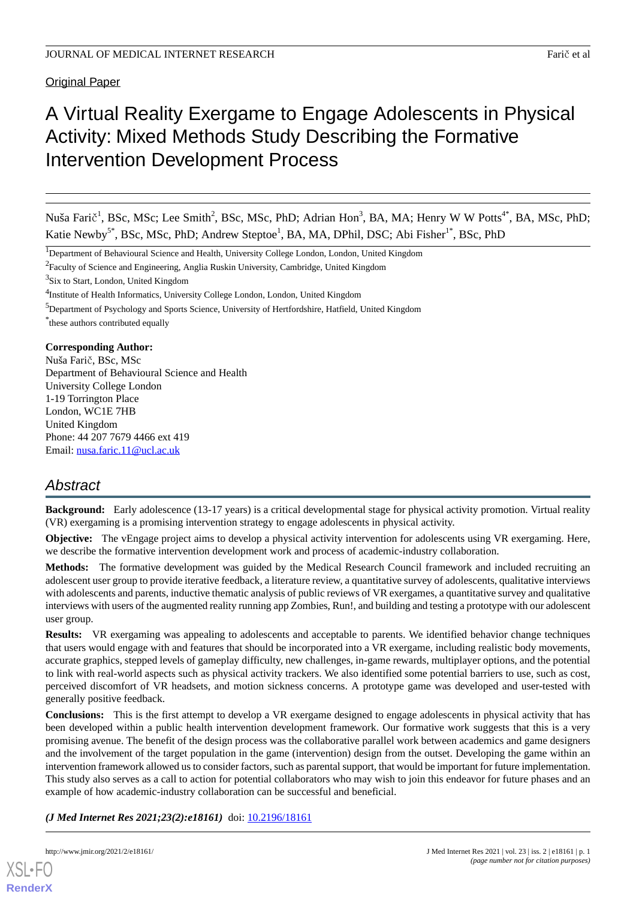Original Paper

# A Virtual Reality Exergame to Engage Adolescents in Physical Activity: Mixed Methods Study Describing the Formative Intervention Development Process

Nuša Farič[1], BSc, MSc; Lee Smith[2], BSc, MSc, PhD; Adrian Hon[3], BA, MA; Henry W W Potts[4*], BA, MSc, PhD; Katie Newby[5*], BSc, MSc, PhD; Andrew Steptoe[1], BA, MA, DPhil, DSC; Abi Fisher[1*], BSc, PhD

[1]Department of Behavioural Science and Health, University College London, London, United Kingdom

[2]Faculty of Science and Engineering, Anglia Ruskin University, Cambridge, United Kingdom

[3]Six to Start, London, United Kingdom

[4]Institute of Health Informatics, University College London, London, United Kingdom

[5]Department of Psychology and Sports Science, University of Hertfordshire, Hatfield, United Kingdom

[*]these authors contributed equally

**Corresponding Author:**
Nuša Farič, BSc, MSc
Department of Behavioural Science and Health
University College London
1-19 Torrington Place
London, WC1E 7HB
United Kingdom
Phone: 44 207 7679 4466 ext 419
Email: nusa.faric.11@ucl.ac.uk

## Abstract

**Background:** Early adolescence (13-17 years) is a critical developmental stage for physical activity promotion. Virtual reality (VR) exergaming is a promising intervention strategy to engage adolescents in physical activity.

**Objective:** The vEngage project aims to develop a physical activity intervention for adolescents using VR exergaming. Here, we describe the formative intervention development work and process of academic-industry collaboration.

**Methods:** The formative development was guided by the Medical Research Council framework and included recruiting an adolescent user group to provide iterative feedback, a literature review, a quantitative survey of adolescents, qualitative interviews with adolescents and parents, inductive thematic analysis of public reviews of VR exergames, a quantitative survey and qualitative interviews with users of the augmented reality running app Zombies, Run!, and building and testing a prototype with our adolescent user group.

**Results:** VR exergaming was appealing to adolescents and acceptable to parents. We identified behavior change techniques that users would engage with and features that should be incorporated into a VR exergame, including realistic body movements, accurate graphics, stepped levels of gameplay difficulty, new challenges, in-game rewards, multiplayer options, and the potential to link with real-world aspects such as physical activity trackers. We also identified some potential barriers to use, such as cost, perceived discomfort of VR headsets, and motion sickness concerns. A prototype game was developed and user-tested with generally positive feedback.

**Conclusions:** This is the first attempt to develop a VR exergame designed to engage adolescents in physical activity that has been developed within a public health intervention development framework. Our formative work suggests that this is a very promising avenue. The benefit of the design process was the collaborative parallel work between academics and game designers and the involvement of the target population in the game (intervention) design from the outset. Developing the game within an intervention framework allowed us to consider factors, such as parental support, that would be important for future implementation. This study also serves as a call to action for potential collaborators who may wish to join this endeavor for future phases and an example of how academic-industry collaboration can be successful and beneficial.

***(J Med Internet Res 2021;23(2):e18161)*** doi: 10.2196/18161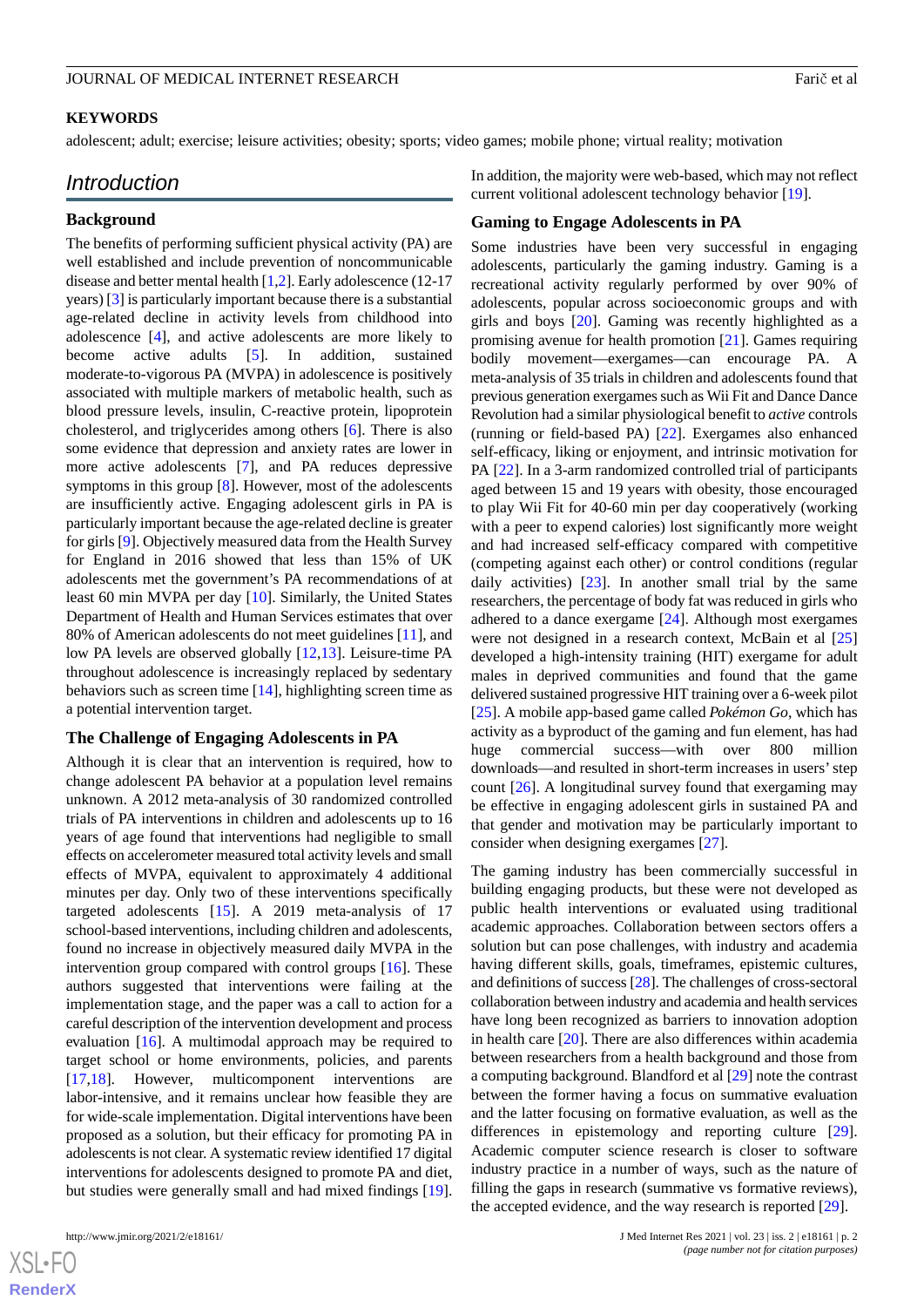**KEYWORDS**

adolescent; adult; exercise; leisure activities; obesity; sports; video games; mobile phone; virtual reality; motivation

## Introduction

### Background

The benefits of performing sufficient physical activity (PA) are well established and include prevention of noncommunicable disease and better mental health [1,2]. Early adolescence (12-17 years) [3] is particularly important because there is a substantial age-related decline in activity levels from childhood into adolescence [4], and active adolescents are more likely to become active adults [5]. In addition, sustained moderate-to-vigorous PA (MVPA) in adolescence is positively associated with multiple markers of metabolic health, such as blood pressure levels, insulin, C-reactive protein, lipoprotein cholesterol, and triglycerides among others [6]. There is also some evidence that depression and anxiety rates are lower in more active adolescents [7], and PA reduces depressive symptoms in this group [8]. However, most of the adolescents are insufficiently active. Engaging adolescent girls in PA is particularly important because the age-related decline is greater for girls [9]. Objectively measured data from the Health Survey for England in 2016 showed that less than 15% of UK adolescents met the government's PA recommendations of at least 60 min MVPA per day [10]. Similarly, the United States Department of Health and Human Services estimates that over 80% of American adolescents do not meet guidelines [11], and low PA levels are observed globally [12,13]. Leisure-time PA throughout adolescence is increasingly replaced by sedentary behaviors such as screen time [14], highlighting screen time as a potential intervention target.

### The Challenge of Engaging Adolescents in PA

Although it is clear that an intervention is required, how to change adolescent PA behavior at a population level remains unknown. A 2012 meta-analysis of 30 randomized controlled trials of PA interventions in children and adolescents up to 16 years of age found that interventions had negligible to small effects on accelerometer measured total activity levels and small effects of MVPA, equivalent to approximately 4 additional minutes per day. Only two of these interventions specifically targeted adolescents [15]. A 2019 meta-analysis of 17 school-based interventions, including children and adolescents, found no increase in objectively measured daily MVPA in the intervention group compared with control groups [16]. These authors suggested that interventions were failing at the implementation stage, and the paper was a call to action for a careful description of the intervention development and process evaluation [16]. A multimodal approach may be required to target school or home environments, policies, and parents [17,18]. However, multicomponent interventions are labor-intensive, and it remains unclear how feasible they are for wide-scale implementation. Digital interventions have been proposed as a solution, but their efficacy for promoting PA in adolescents is not clear. A systematic review identified 17 digital interventions for adolescents designed to promote PA and diet, but studies were generally small and had mixed findings [19]. In addition, the majority were web-based, which may not reflect current volitional adolescent technology behavior [19].

### Gaming to Engage Adolescents in PA

Some industries have been very successful in engaging adolescents, particularly the gaming industry. Gaming is a recreational activity regularly performed by over 90% of adolescents, popular across socioeconomic groups and with girls and boys [20]. Gaming was recently highlighted as a promising avenue for health promotion [21]. Games requiring bodily movement—exergames—can encourage PA. A meta-analysis of 35 trials in children and adolescents found that previous generation exergames such as Wii Fit and Dance Dance Revolution had a similar physiological benefit to *active* controls (running or field-based PA) [22]. Exergames also enhanced self-efficacy, liking or enjoyment, and intrinsic motivation for PA [22]. In a 3-arm randomized controlled trial of participants aged between 15 and 19 years with obesity, those encouraged to play Wii Fit for 40-60 min per day cooperatively (working with a peer to expend calories) lost significantly more weight and had increased self-efficacy compared with competitive (competing against each other) or control conditions (regular daily activities) [23]. In another small trial by the same researchers, the percentage of body fat was reduced in girls who adhered to a dance exergame [24]. Although most exergames were not designed in a research context, McBain et al [25] developed a high-intensity training (HIT) exergame for adult males in deprived communities and found that the game delivered sustained progressive HIT training over a 6-week pilot [25]. A mobile app-based game called *Pokémon Go*, which has activity as a byproduct of the gaming and fun element, has had huge commercial success—with over 800 million downloads—and resulted in short-term increases in users' step count [26]. A longitudinal survey found that exergaming may be effective in engaging adolescent girls in sustained PA and that gender and motivation may be particularly important to consider when designing exergames [27].

The gaming industry has been commercially successful in building engaging products, but these were not developed as public health interventions or evaluated using traditional academic approaches. Collaboration between sectors offers a solution but can pose challenges, with industry and academia having different skills, goals, timeframes, epistemic cultures, and definitions of success [28]. The challenges of cross-sectoral collaboration between industry and academia and health services have long been recognized as barriers to innovation adoption in health care [20]. There are also differences within academia between researchers from a health background and those from a computing background. Blandford et al [29] note the contrast between the former having a focus on summative evaluation and the latter focusing on formative evaluation, as well as the differences in epistemology and reporting culture [29]. Academic computer science research is closer to software industry practice in a number of ways, such as the nature of filling the gaps in research (summative vs formative reviews), the accepted evidence, and the way research is reported [29].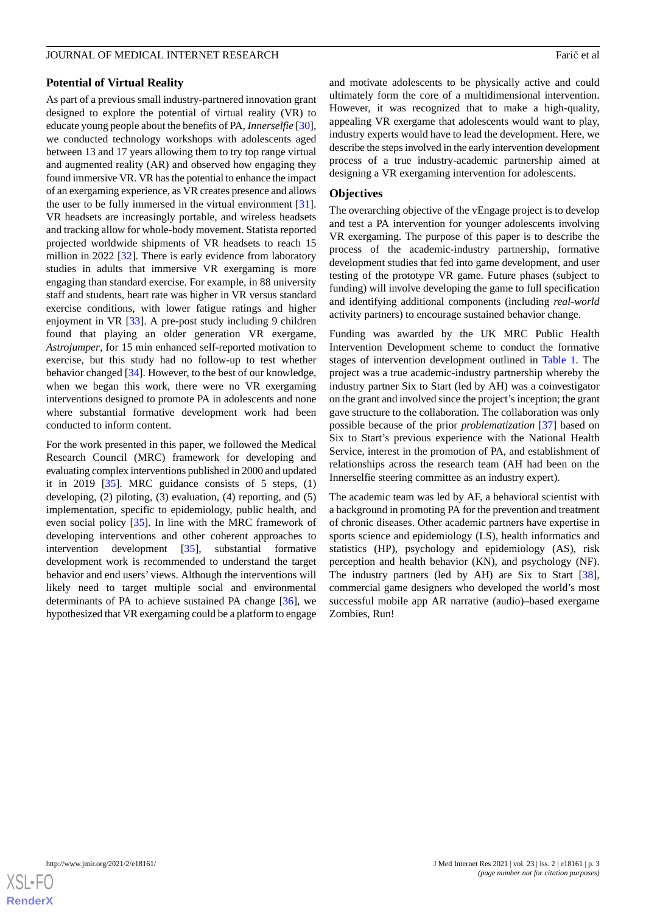## Potential of Virtual Reality

As part of a previous small industry-partnered innovation grant designed to explore the potential of virtual reality (VR) to educate young people about the benefits of PA, *Innerselfie* [30], we conducted technology workshops with adolescents aged between 13 and 17 years allowing them to try top range virtual and augmented reality (AR) and observed how engaging they found immersive VR. VR has the potential to enhance the impact of an exergaming experience, as VR creates presence and allows the user to be fully immersed in the virtual environment [31]. VR headsets are increasingly portable, and wireless headsets and tracking allow for whole-body movement. Statista reported projected worldwide shipments of VR headsets to reach 15 million in 2022 [32]. There is early evidence from laboratory studies in adults that immersive VR exergaming is more engaging than standard exercise. For example, in 88 university staff and students, heart rate was higher in VR versus standard exercise conditions, with lower fatigue ratings and higher enjoyment in VR [33]. A pre-post study including 9 children found that playing an older generation VR exergame, *Astrojumper*, for 15 min enhanced self-reported motivation to exercise, but this study had no follow-up to test whether behavior changed [34]. However, to the best of our knowledge, when we began this work, there were no VR exergaming interventions designed to promote PA in adolescents and none where substantial formative development work had been conducted to inform content.

For the work presented in this paper, we followed the Medical Research Council (MRC) framework for developing and evaluating complex interventions published in 2000 and updated it in 2019 [35]. MRC guidance consists of 5 steps, (1) developing, (2) piloting, (3) evaluation, (4) reporting, and (5) implementation, specific to epidemiology, public health, and even social policy [35]. In line with the MRC framework of developing interventions and other coherent approaches to intervention development [35], substantial formative development work is recommended to understand the target behavior and end users' views. Although the interventions will likely need to target multiple social and environmental determinants of PA to achieve sustained PA change [36], we hypothesized that VR exergaming could be a platform to engage and motivate adolescents to be physically active and could ultimately form the core of a multidimensional intervention. However, it was recognized that to make a high-quality, appealing VR exergame that adolescents would want to play, industry experts would have to lead the development. Here, we describe the steps involved in the early intervention development process of a true industry-academic partnership aimed at designing a VR exergaming intervention for adolescents.

## Objectives

The overarching objective of the vEngage project is to develop and test a PA intervention for younger adolescents involving VR exergaming. The purpose of this paper is to describe the process of the academic-industry partnership, formative development studies that fed into game development, and user testing of the prototype VR game. Future phases (subject to funding) will involve developing the game to full specification and identifying additional components (including *real-world* activity partners) to encourage sustained behavior change.

Funding was awarded by the UK MRC Public Health Intervention Development scheme to conduct the formative stages of intervention development outlined in Table 1. The project was a true academic-industry partnership whereby the industry partner Six to Start (led by AH) was a coinvestigator on the grant and involved since the project's inception; the grant gave structure to the collaboration. The collaboration was only possible because of the prior *problematization* [37] based on Six to Start's previous experience with the National Health Service, interest in the promotion of PA, and establishment of relationships across the research team (AH had been on the Innerselfie steering committee as an industry expert).

The academic team was led by AF, a behavioral scientist with a background in promoting PA for the prevention and treatment of chronic diseases. Other academic partners have expertise in sports science and epidemiology (LS), health informatics and statistics (HP), psychology and epidemiology (AS), risk perception and health behavior (KN), and psychology (NF). The industry partners (led by AH) are Six to Start [38], commercial game designers who developed the world's most successful mobile app AR narrative (audio)–based exergame Zombies, Run!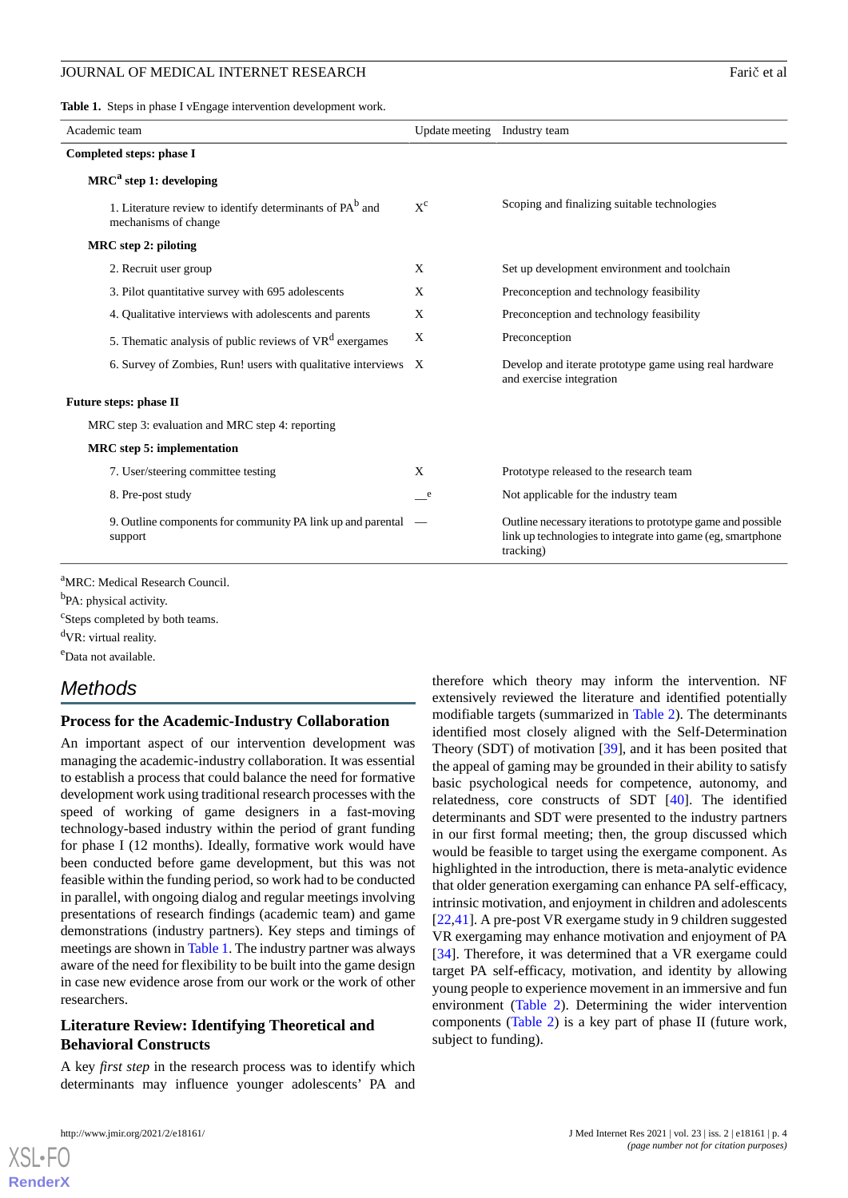**Table 1.** Steps in phase I vEngage intervention development work.

| Academic team | Update meeting | Industry team |
|---|---|---|
| **Completed steps: phase I** | | |
| **MRC[a] step 1: developing** | | |
| 1. Literature review to identify determinants of PA[b] and mechanisms of change | X[c] | Scoping and finalizing suitable technologies |
| **MRC step 2: piloting** | | |
| 2. Recruit user group | X | Set up development environment and toolchain |
| 3. Pilot quantitative survey with 695 adolescents | X | Preconception and technology feasibility |
| 4. Qualitative interviews with adolescents and parents | X | Preconception and technology feasibility |
| 5. Thematic analysis of public reviews of VR[d] exergames | X | Preconception |
| 6. Survey of Zombies, Run! users with qualitative interviews | X | Develop and iterate prototype game using real hardware and exercise integration |
| **Future steps: phase II** | | |
| MRC step 3: evaluation and MRC step 4: reporting | | |
| **MRC step 5: implementation** | | |
| 7. User/steering committee testing | X | Prototype released to the research team |
| 8. Pre-post study | —[e] | Not applicable for the industry team |
| 9. Outline components for community PA link up and parental support | — | Outline necessary iterations to prototype game and possible link up technologies to integrate into game (eg, smartphone tracking) |

[a]MRC: Medical Research Council.

[b]PA: physical activity.

[c]Steps completed by both teams.

[d]VR: virtual reality.

[e]Data not available.

## Methods

### Process for the Academic-Industry Collaboration

An important aspect of our intervention development was managing the academic-industry collaboration. It was essential to establish a process that could balance the need for formative development work using traditional research processes with the speed of working of game designers in a fast-moving technology-based industry within the period of grant funding for phase I (12 months). Ideally, formative work would have been conducted before game development, but this was not feasible within the funding period, so work had to be conducted in parallel, with ongoing dialog and regular meetings involving presentations of research findings (academic team) and game demonstrations (industry partners). Key steps and timings of meetings are shown in Table 1. The industry partner was always aware of the need for flexibility to be built into the game design in case new evidence arose from our work or the work of other researchers.

### Literature Review: Identifying Theoretical and Behavioral Constructs

A key *first step* in the research process was to identify which determinants may influence younger adolescents' PA and therefore which theory may inform the intervention. NF extensively reviewed the literature and identified potentially modifiable targets (summarized in Table 2). The determinants identified most closely aligned with the Self-Determination Theory (SDT) of motivation [39], and it has been posited that the appeal of gaming may be grounded in their ability to satisfy basic psychological needs for competence, autonomy, and relatedness, core constructs of SDT [40]. The identified determinants and SDT were presented to the industry partners in our first formal meeting; then, the group discussed which would be feasible to target using the exergame component. As highlighted in the introduction, there is meta-analytic evidence that older generation exergaming can enhance PA self-efficacy, intrinsic motivation, and enjoyment in children and adolescents [22,41]. A pre-post VR exergame study in 9 children suggested VR exergaming may enhance motivation and enjoyment of PA [34]. Therefore, it was determined that a VR exergame could target PA self-efficacy, motivation, and identity by allowing young people to experience movement in an immersive and fun environment (Table 2). Determining the wider intervention components (Table 2) is a key part of phase II (future work, subject to funding).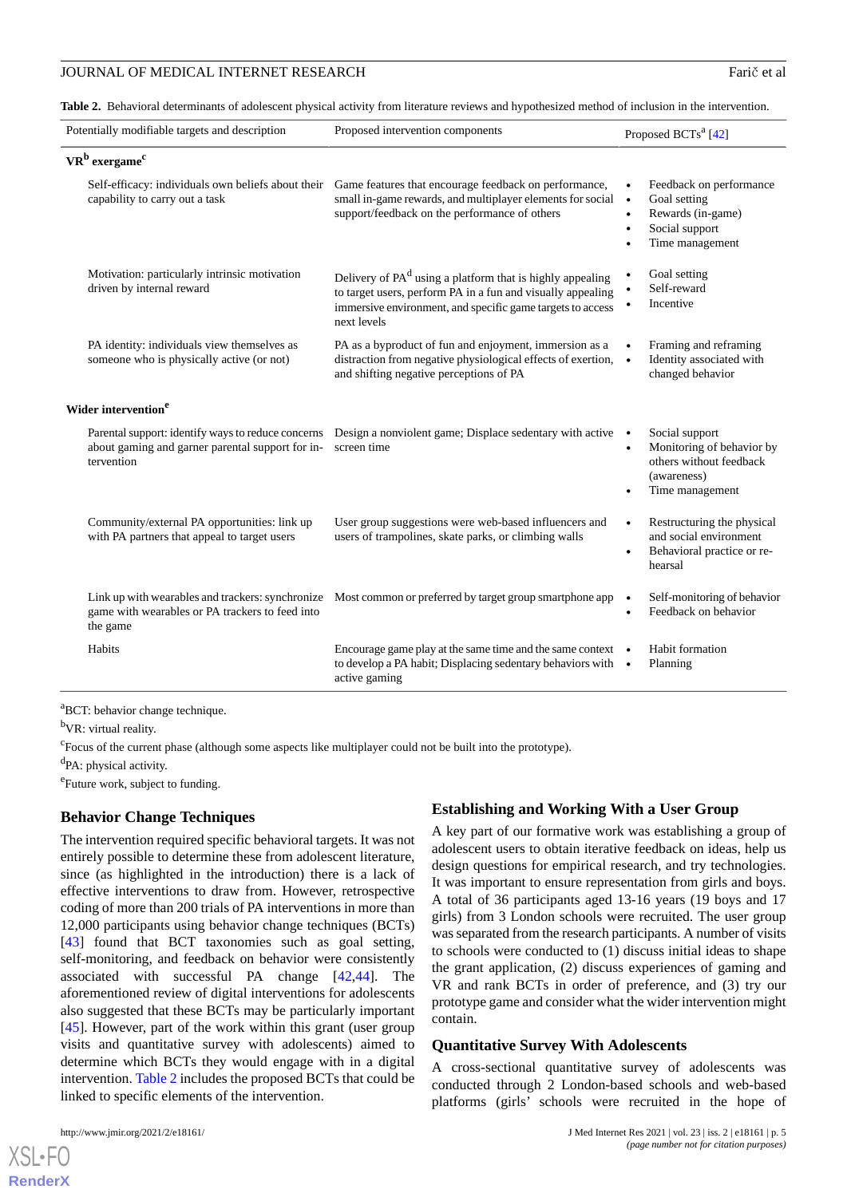**Table 2.** Behavioral determinants of adolescent physical activity from literature reviews and hypothesized method of inclusion in the intervention.

| Potentially modifiable targets and description | Proposed intervention components | Proposed BCTs[a] [42] |
|---|---|---|
| **VR[b] exergame[c]** | | |
| Self-efficacy: individuals own beliefs about their capability to carry out a task | Game features that encourage feedback on performance, small in-game rewards, and multiplayer elements for social support/feedback on the performance of others | • Feedback on performance<br>• Goal setting<br>• Rewards (in-game)<br>• Social support<br>• Time management |
| Motivation: particularly intrinsic motivation driven by internal reward | Delivery of PA[d] using a platform that is highly appealing to target users, perform PA in a fun and visually appealing immersive environment, and specific game targets to access next levels | • Goal setting<br>• Self-reward<br>• Incentive |
| PA identity: individuals view themselves as someone who is physically active (or not) | PA as a byproduct of fun and enjoyment, immersion as a distraction from negative physiological effects of exertion, and shifting negative perceptions of PA | • Framing and reframing<br>• Identity associated with changed behavior |
| **Wider intervention[e]** | | |
| Parental support: identify ways to reduce concerns about gaming and garner parental support for intervention | Design a nonviolent game; Displace sedentary with active screen time | • Social support<br>• Monitoring of behavior by others without feedback (awareness)<br>• Time management |
| Community/external PA opportunities: link up with PA partners that appeal to target users | User group suggestions were web-based influencers and users of trampolines, skate parks, or climbing walls | • Restructuring the physical and social environment<br>• Behavioral practice or rehearsal |
| Link up with wearables and trackers: synchronize game with wearables or PA trackers to feed into the game | Most common or preferred by target group smartphone app | • Self-monitoring of behavior<br>• Feedback on behavior |
| Habits | Encourage game play at the same time and the same context to develop a PA habit; Displacing sedentary behaviors with active gaming | • Habit formation<br>• Planning |

[a]BCT: behavior change technique.

[b]VR: virtual reality.

[c]Focus of the current phase (although some aspects like multiplayer could not be built into the prototype).

[d]PA: physical activity.

[e]Future work, subject to funding.

## Behavior Change Techniques

The intervention required specific behavioral targets. It was not entirely possible to determine these from adolescent literature, since (as highlighted in the introduction) there is a lack of effective interventions to draw from. However, retrospective coding of more than 200 trials of PA interventions in more than 12,000 participants using behavior change techniques (BCTs) [43] found that BCT taxonomies such as goal setting, self-monitoring, and feedback on behavior were consistently associated with successful PA change [42,44]. The aforementioned review of digital interventions for adolescents also suggested that these BCTs may be particularly important [45]. However, part of the work within this grant (user group visits and quantitative survey with adolescents) aimed to determine which BCTs they would engage with in a digital intervention. Table 2 includes the proposed BCTs that could be linked to specific elements of the intervention.

## Establishing and Working With a User Group

A key part of our formative work was establishing a group of adolescent users to obtain iterative feedback on ideas, help us design questions for empirical research, and try technologies. It was important to ensure representation from girls and boys. A total of 36 participants aged 13-16 years (19 boys and 17 girls) from 3 London schools were recruited. The user group was separated from the research participants. A number of visits to schools were conducted to (1) discuss initial ideas to shape the grant application, (2) discuss experiences of gaming and VR and rank BCTs in order of preference, and (3) try our prototype game and consider what the wider intervention might contain.

## Quantitative Survey With Adolescents

A cross-sectional quantitative survey of adolescents was conducted through 2 London-based schools and web-based platforms (girls' schools were recruited in the hope of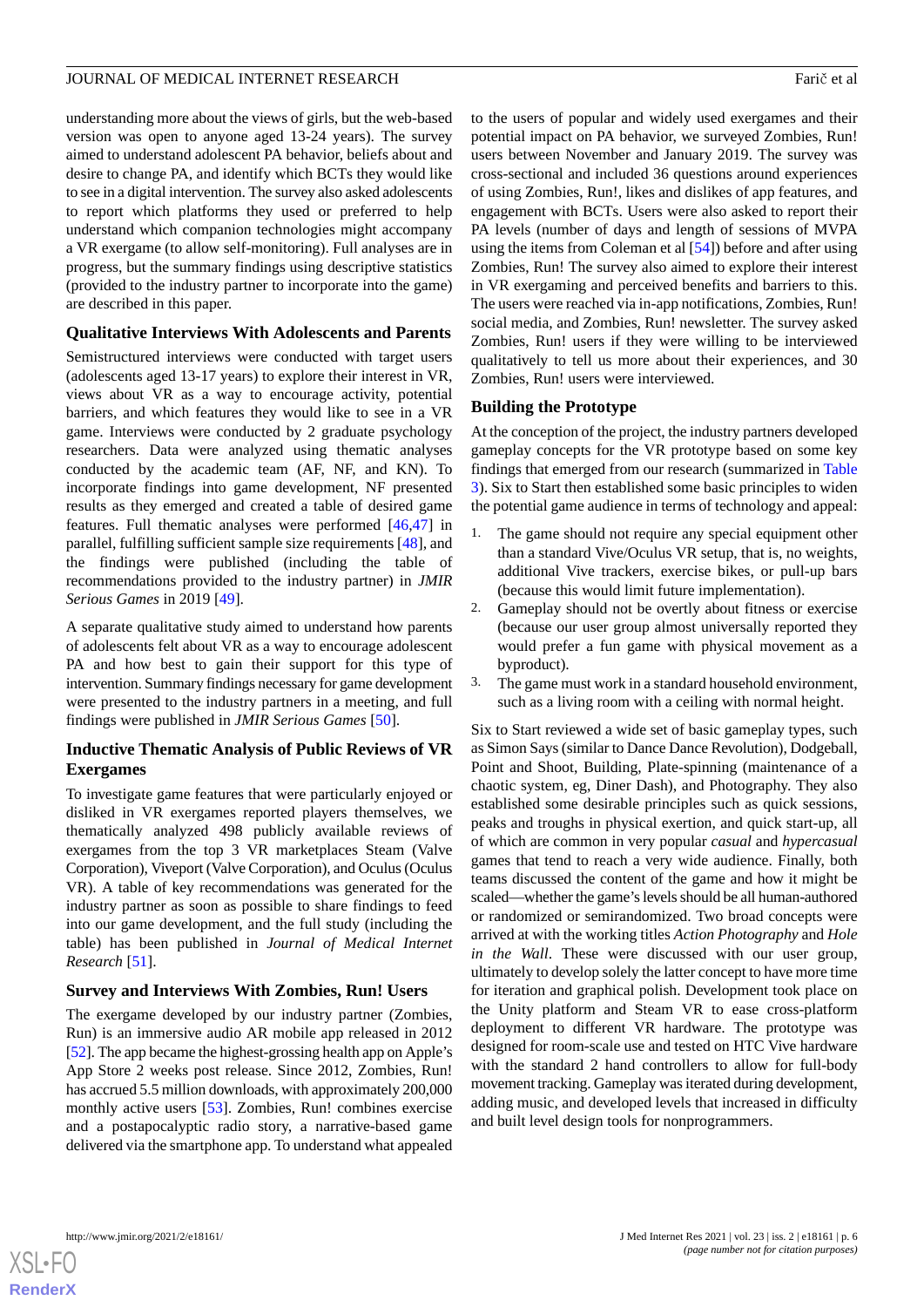understanding more about the views of girls, but the web-based version was open to anyone aged 13-24 years). The survey aimed to understand adolescent PA behavior, beliefs about and desire to change PA, and identify which BCTs they would like to see in a digital intervention. The survey also asked adolescents to report which platforms they used or preferred to help understand which companion technologies might accompany a VR exergame (to allow self-monitoring). Full analyses are in progress, but the summary findings using descriptive statistics (provided to the industry partner to incorporate into the game) are described in this paper.

### Qualitative Interviews With Adolescents and Parents

Semistructured interviews were conducted with target users (adolescents aged 13-17 years) to explore their interest in VR, views about VR as a way to encourage activity, potential barriers, and which features they would like to see in a VR game. Interviews were conducted by 2 graduate psychology researchers. Data were analyzed using thematic analyses conducted by the academic team (AF, NF, and KN). To incorporate findings into game development, NF presented results as they emerged and created a table of desired game features. Full thematic analyses were performed [46,47] in parallel, fulfilling sufficient sample size requirements [48], and the findings were published (including the table of recommendations provided to the industry partner) in *JMIR Serious Games* in 2019 [49].

A separate qualitative study aimed to understand how parents of adolescents felt about VR as a way to encourage adolescent PA and how best to gain their support for this type of intervention. Summary findings necessary for game development were presented to the industry partners in a meeting, and full findings were published in *JMIR Serious Games* [50].

### Inductive Thematic Analysis of Public Reviews of VR Exergames

To investigate game features that were particularly enjoyed or disliked in VR exergames reported players themselves, we thematically analyzed 498 publicly available reviews of exergames from the top 3 VR marketplaces Steam (Valve Corporation), Viveport (Valve Corporation), and Oculus (Oculus VR). A table of key recommendations was generated for the industry partner as soon as possible to share findings to feed into our game development, and the full study (including the table) has been published in *Journal of Medical Internet Research* [51].

### Survey and Interviews With Zombies, Run! Users

The exergame developed by our industry partner (Zombies, Run) is an immersive audio AR mobile app released in 2012 [52]. The app became the highest-grossing health app on Apple's App Store 2 weeks post release. Since 2012, Zombies, Run! has accrued 5.5 million downloads, with approximately 200,000 monthly active users [53]. Zombies, Run! combines exercise and a postapocalyptic radio story, a narrative-based game delivered via the smartphone app. To understand what appealed to the users of popular and widely used exergames and their potential impact on PA behavior, we surveyed Zombies, Run! users between November and January 2019. The survey was cross-sectional and included 36 questions around experiences of using Zombies, Run!, likes and dislikes of app features, and engagement with BCTs. Users were also asked to report their PA levels (number of days and length of sessions of MVPA using the items from Coleman et al [54]) before and after using Zombies, Run! The survey also aimed to explore their interest in VR exergaming and perceived benefits and barriers to this. The users were reached via in-app notifications, Zombies, Run! social media, and Zombies, Run! newsletter. The survey asked Zombies, Run! users if they were willing to be interviewed qualitatively to tell us more about their experiences, and 30 Zombies, Run! users were interviewed.

### Building the Prototype

At the conception of the project, the industry partners developed gameplay concepts for the VR prototype based on some key findings that emerged from our research (summarized in Table 3). Six to Start then established some basic principles to widen the potential game audience in terms of technology and appeal:

1. The game should not require any special equipment other than a standard Vive/Oculus VR setup, that is, no weights, additional Vive trackers, exercise bikes, or pull-up bars (because this would limit future implementation).
2. Gameplay should not be overtly about fitness or exercise (because our user group almost universally reported they would prefer a fun game with physical movement as a byproduct).
3. The game must work in a standard household environment, such as a living room with a ceiling with normal height.

Six to Start reviewed a wide set of basic gameplay types, such as Simon Says (similar to Dance Dance Revolution), Dodgeball, Point and Shoot, Building, Plate-spinning (maintenance of a chaotic system, eg, Diner Dash), and Photography. They also established some desirable principles such as quick sessions, peaks and troughs in physical exertion, and quick start-up, all of which are common in very popular *casual* and *hypercasual* games that tend to reach a very wide audience. Finally, both teams discussed the content of the game and how it might be scaled—whether the game's levels should be all human-authored or randomized or semirandomized. Two broad concepts were arrived at with the working titles *Action Photography* and *Hole in the Wall*. These were discussed with our user group, ultimately to develop solely the latter concept to have more time for iteration and graphical polish. Development took place on the Unity platform and Steam VR to ease cross-platform deployment to different VR hardware. The prototype was designed for room-scale use and tested on HTC Vive hardware with the standard 2 hand controllers to allow for full-body movement tracking. Gameplay was iterated during development, adding music, and developed levels that increased in difficulty and built level design tools for nonprogrammers.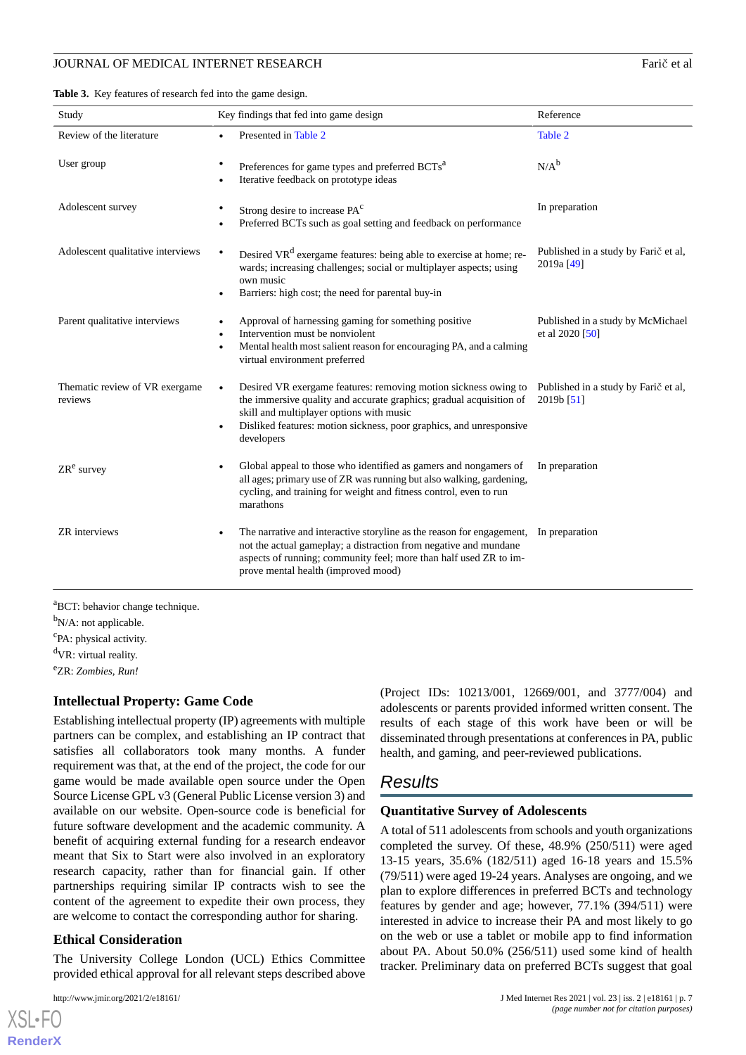**Table 3.** Key features of research fed into the game design.

| Study | Key findings that fed into game design | Reference |
| --- | --- | --- |
| Review of the literature | • Presented in Table 2 | Table 2 |
| User group | • Preferences for game types and preferred BCTs[a] • Iterative feedback on prototype ideas | N/A[b] |
| Adolescent survey | • Strong desire to increase PA[c] • Preferred BCTs such as goal setting and feedback on performance | In preparation |
| Adolescent qualitative interviews | • Desired VR[d] exergame features: being able to exercise at home; rewards; increasing challenges; social or multiplayer aspects; using own music • Barriers: high cost; the need for parental buy-in | Published in a study by Farič et al, 2019a [49] |
| Parent qualitative interviews | • Approval of harnessing gaming for something positive • Intervention must be nonviolent • Mental health most salient reason for encouraging PA, and a calming virtual environment preferred | Published in a study by McMichael et al 2020 [50] |
| Thematic review of VR exergame reviews | • Desired VR exergame features: removing motion sickness owing to the immersive quality and accurate graphics; gradual acquisition of skill and multiplayer options with music • Disliked features: motion sickness, poor graphics, and unresponsive developers | Published in a study by Farič et al, 2019b [51] |
| ZR[e] survey | • Global appeal to those who identified as gamers and nongamers of all ages; primary use of ZR was running but also walking, gardening, cycling, and training for weight and fitness control, even to run marathons | In preparation |
| ZR interviews | • The narrative and interactive storyline as the reason for engagement, not the actual gameplay; a distraction from negative and mundane aspects of running; community feel; more than half used ZR to improve mental health (improved mood) | In preparation |

[a]BCT: behavior change technique.
[b]N/A: not applicable.
[c]PA: physical activity.
[d]VR: virtual reality.
[e]ZR: *Zombies, Run!*

### Intellectual Property: Game Code

Establishing intellectual property (IP) agreements with multiple partners can be complex, and establishing an IP contract that satisfies all collaborators took many months. A funder requirement was that, at the end of the project, the code for our game would be made available open source under the Open Source License GPL v3 (General Public License version 3) and available on our website. Open-source code is beneficial for future software development and the academic community. A benefit of acquiring external funding for a research endeavor meant that Six to Start were also involved in an exploratory research capacity, rather than for financial gain. If other partnerships requiring similar IP contracts wish to see the content of the agreement to expedite their own process, they are welcome to contact the corresponding author for sharing.

### Ethical Consideration

The University College London (UCL) Ethics Committee provided ethical approval for all relevant steps described above (Project IDs: 10213/001, 12669/001, and 3777/004) and adolescents or parents provided informed written consent. The results of each stage of this work have been or will be disseminated through presentations at conferences in PA, public health, and gaming, and peer-reviewed publications.

## Results

### Quantitative Survey of Adolescents

A total of 511 adolescents from schools and youth organizations completed the survey. Of these, 48.9% (250/511) were aged 13-15 years, 35.6% (182/511) aged 16-18 years and 15.5% (79/511) were aged 19-24 years. Analyses are ongoing, and we plan to explore differences in preferred BCTs and technology features by gender and age; however, 77.1% (394/511) were interested in advice to increase their PA and most likely to go on the web or use a tablet or mobile app to find information about PA. About 50.0% (256/511) used some kind of health tracker. Preliminary data on preferred BCTs suggest that goal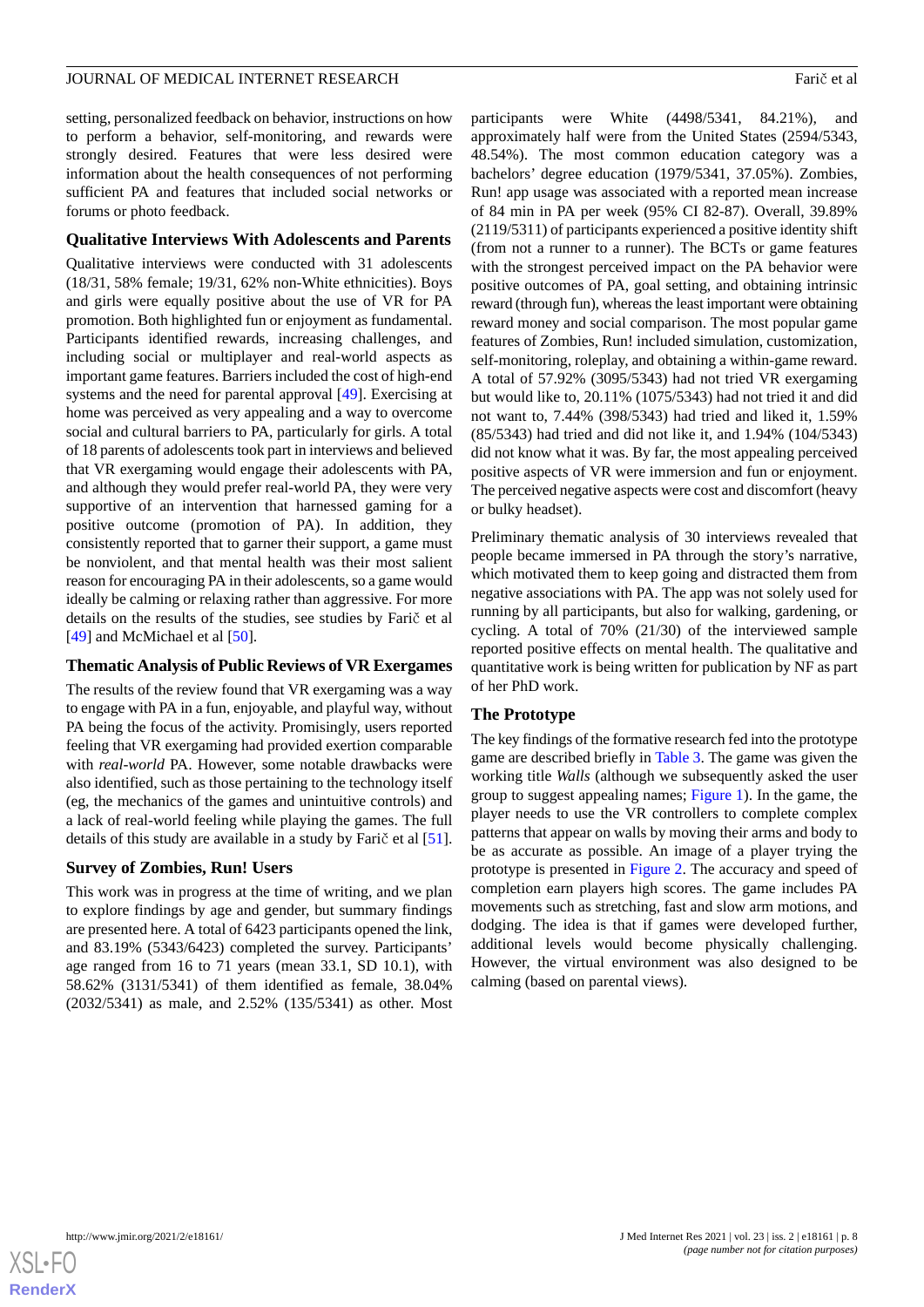setting, personalized feedback on behavior, instructions on how to perform a behavior, self-monitoring, and rewards were strongly desired. Features that were less desired were information about the health consequences of not performing sufficient PA and features that included social networks or forums or photo feedback.

### Qualitative Interviews With Adolescents and Parents

Qualitative interviews were conducted with 31 adolescents (18/31, 58% female; 19/31, 62% non-White ethnicities). Boys and girls were equally positive about the use of VR for PA promotion. Both highlighted fun or enjoyment as fundamental. Participants identified rewards, increasing challenges, and including social or multiplayer and real-world aspects as important game features. Barriers included the cost of high-end systems and the need for parental approval [49]. Exercising at home was perceived as very appealing and a way to overcome social and cultural barriers to PA, particularly for girls. A total of 18 parents of adolescents took part in interviews and believed that VR exergaming would engage their adolescents with PA, and although they would prefer real-world PA, they were very supportive of an intervention that harnessed gaming for a positive outcome (promotion of PA). In addition, they consistently reported that to garner their support, a game must be nonviolent, and that mental health was their most salient reason for encouraging PA in their adolescents, so a game would ideally be calming or relaxing rather than aggressive. For more details on the results of the studies, see studies by Farič et al [49] and McMichael et al [50].

### Thematic Analysis of Public Reviews of VR Exergames

The results of the review found that VR exergaming was a way to engage with PA in a fun, enjoyable, and playful way, without PA being the focus of the activity. Promisingly, users reported feeling that VR exergaming had provided exertion comparable with *real-world* PA. However, some notable drawbacks were also identified, such as those pertaining to the technology itself (eg, the mechanics of the games and unintuitive controls) and a lack of real-world feeling while playing the games. The full details of this study are available in a study by Farič et al [51].

### Survey of Zombies, Run! Users

This work was in progress at the time of writing, and we plan to explore findings by age and gender, but summary findings are presented here. A total of 6423 participants opened the link, and 83.19% (5343/6423) completed the survey. Participants' age ranged from 16 to 71 years (mean 33.1, SD 10.1), with 58.62% (3131/5341) of them identified as female, 38.04% (2032/5341) as male, and 2.52% (135/5341) as other. Most participants were White (4498/5341, 84.21%), and approximately half were from the United States (2594/5343, 48.54%). The most common education category was a bachelors' degree education (1979/5341, 37.05%). Zombies, Run! app usage was associated with a reported mean increase of 84 min in PA per week (95% CI 82-87). Overall, 39.89% (2119/5311) of participants experienced a positive identity shift (from not a runner to a runner). The BCTs or game features with the strongest perceived impact on the PA behavior were positive outcomes of PA, goal setting, and obtaining intrinsic reward (through fun), whereas the least important were obtaining reward money and social comparison. The most popular game features of Zombies, Run! included simulation, customization, self-monitoring, roleplay, and obtaining a within-game reward. A total of 57.92% (3095/5343) had not tried VR exergaming but would like to, 20.11% (1075/5343) had not tried it and did not want to, 7.44% (398/5343) had tried and liked it, 1.59% (85/5343) had tried and did not like it, and 1.94% (104/5343) did not know what it was. By far, the most appealing perceived positive aspects of VR were immersion and fun or enjoyment. The perceived negative aspects were cost and discomfort (heavy or bulky headset).

Preliminary thematic analysis of 30 interviews revealed that people became immersed in PA through the story's narrative, which motivated them to keep going and distracted them from negative associations with PA. The app was not solely used for running by all participants, but also for walking, gardening, or cycling. A total of 70% (21/30) of the interviewed sample reported positive effects on mental health. The qualitative and quantitative work is being written for publication by NF as part of her PhD work.

### The Prototype

The key findings of the formative research fed into the prototype game are described briefly in Table 3. The game was given the working title *Walls* (although we subsequently asked the user group to suggest appealing names; Figure 1). In the game, the player needs to use the VR controllers to complete complex patterns that appear on walls by moving their arms and body to be as accurate as possible. An image of a player trying the prototype is presented in Figure 2. The accuracy and speed of completion earn players high scores. The game includes PA movements such as stretching, fast and slow arms motions, and dodging. The idea is that if games were developed further, additional levels would become physically challenging. However, the virtual environment was also designed to be calming (based on parental views).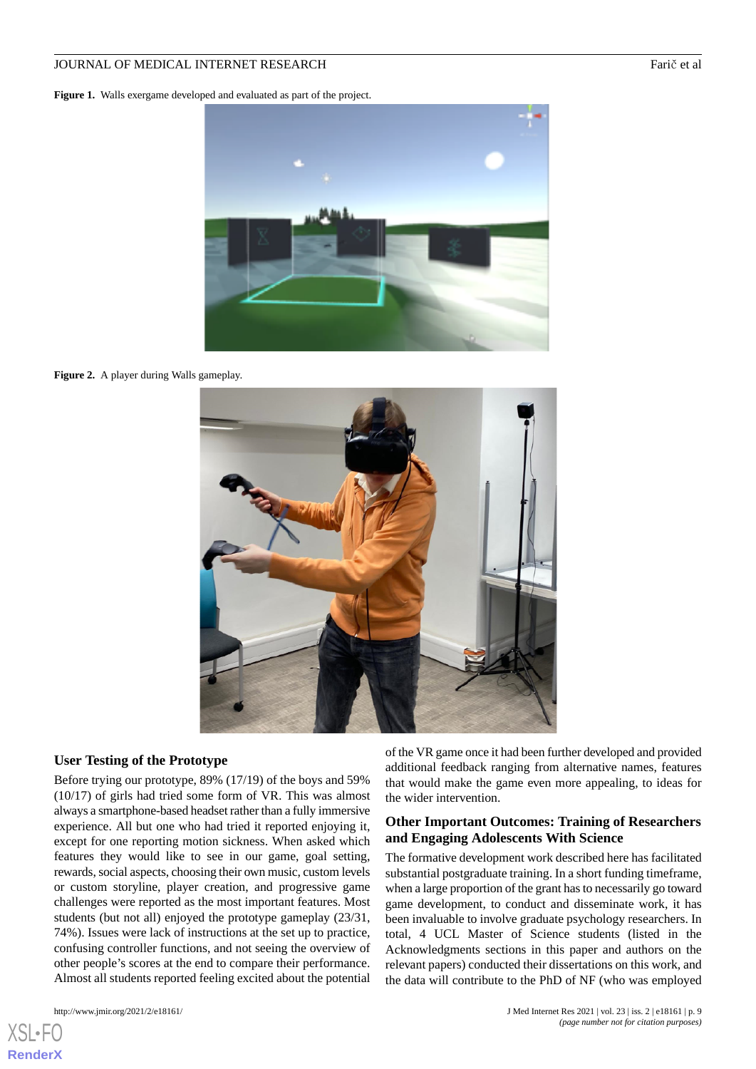**Figure 1.** Walls exergame developed and evaluated as part of the project.

**Figure 2.** A player during Walls gameplay.

### User Testing of the Prototype

Before trying our prototype, 89% (17/19) of the boys and 59% (10/17) of girls had tried some form of VR. This was almost always a smartphone-based headset rather than a fully immersive experience. All but one who had tried it reported enjoying it, except for one reporting motion sickness. When asked which features they would like to see in our game, goal setting, rewards, social aspects, choosing their own music, custom levels or custom storyline, player creation, and progressive game challenges were reported as the most important features. Most students (but not all) enjoyed the prototype gameplay (23/31, 74%). Issues were lack of instructions at the set up to practice, confusing controller functions, and not seeing the overview of other people's scores at the end to compare their performance. Almost all students reported feeling excited about the potential of the VR game once it had been further developed and provided additional feedback ranging from alternative names, features that would make the game even more appealing, to ideas for the wider intervention.

### Other Important Outcomes: Training of Researchers and Engaging Adolescents With Science

The formative development work described here has facilitated substantial postgraduate training. In a short funding timeframe, when a large proportion of the grant has to necessarily go toward game development, to conduct and disseminate work, it has been invaluable to involve graduate psychology researchers. In total, 4 UCL Master of Science students (listed in the Acknowledgments sections in this paper and authors on the relevant papers) conducted their dissertations on this work, and the data will contribute to the PhD of NF (who was employed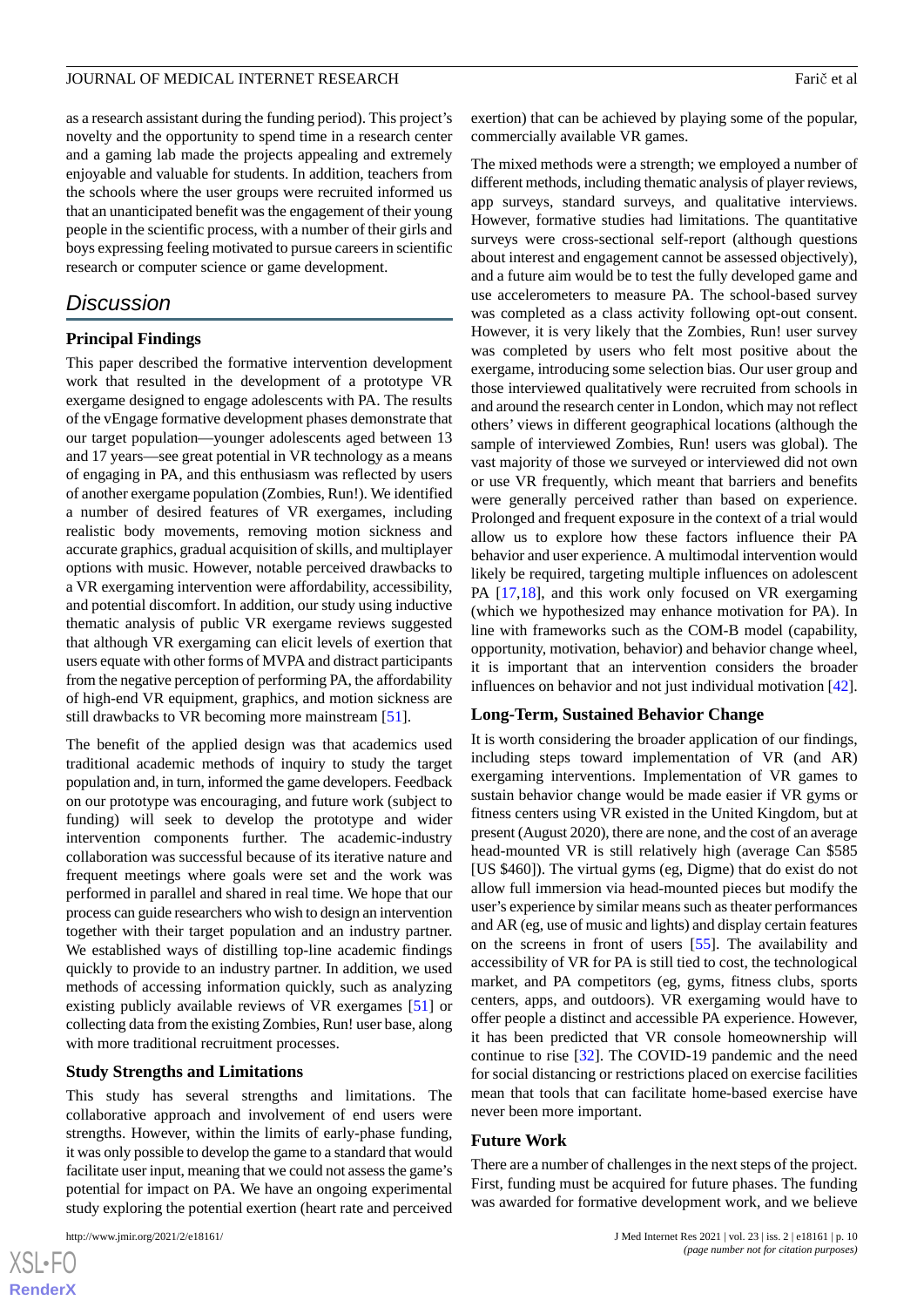as a research assistant during the funding period). This project's novelty and the opportunity to spend time in a research center and a gaming lab made the projects appealing and extremely enjoyable and valuable for students. In addition, teachers from the schools where the user groups were recruited informed us that an unanticipated benefit was the engagement of their young people in the scientific process, with a number of their girls and boys expressing feeling motivated to pursue careers in scientific research or computer science or game development.

## Discussion

### Principal Findings

This paper described the formative intervention development work that resulted in the development of a prototype VR exergame designed to engage adolescents with PA. The results of the vEngage formative development phases demonstrate that our target population—younger adolescents aged between 13 and 17 years—see great potential in VR technology as a means of engaging in PA, and this enthusiasm was reflected by users of another exergame population (Zombies, Run!). We identified a number of desired features of VR exergames, including realistic body movements, removing motion sickness and accurate graphics, gradual acquisition of skills, and multiplayer options with music. However, notable perceived drawbacks to a VR exergaming intervention were affordability, accessibility, and potential discomfort. In addition, our study using inductive thematic analysis of public VR exergame reviews suggested that although VR exergaming can elicit levels of exertion that users equate with other forms of MVPA and distract participants from the negative perception of performing PA, the affordability of high-end VR equipment, graphics, and motion sickness are still drawbacks to VR becoming more mainstream [51].

The benefit of the applied design was that academics used traditional academic methods of inquiry to study the target population and, in turn, informed the game developers. Feedback on our prototype was encouraging, and future work (subject to funding) will seek to develop the prototype and wider intervention components further. The academic-industry collaboration was successful because of its iterative nature and frequent meetings where goals were set and the work was performed in parallel and shared in real time. We hope that our process can guide researchers who wish to design an intervention together with their target population and an industry partner. We established ways of distilling top-line academic findings quickly to provide to an industry partner. In addition, we used methods of accessing information quickly, such as analyzing existing publicly available reviews of VR exergames [51] or collecting data from the existing Zombies, Run! user base, along with more traditional recruitment processes.

### Study Strengths and Limitations

This study has several strengths and limitations. The collaborative approach and involvement of end users were strengths. However, within the limits of early-phase funding, it was only possible to develop the game to a standard that would facilitate user input, meaning that we could not assess the game's potential for impact on PA. We have an ongoing experimental study exploring the potential exertion (heart rate and perceived exertion) that can be achieved by playing some of the popular, commercially available VR games.

The mixed methods were a strength; we employed a number of different methods, including thematic analysis of player reviews, app surveys, standard surveys, and qualitative interviews. However, formative studies had limitations. The quantitative surveys were cross-sectional self-report (although questions about interest and engagement cannot be assessed objectively), and a future aim would be to test the fully developed game and use accelerometers to measure PA. The school-based survey was completed as a class activity following opt-out consent. However, it is very likely that the Zombies, Run! user survey was completed by users who felt most positive about the exergame, introducing some selection bias. Our user group and those interviewed qualitatively were recruited from schools in and around the research center in London, which may not reflect others' views in different geographical locations (although the sample of interviewed Zombies, Run! users was global). The vast majority of those we surveyed or interviewed did not own or use VR frequently, which meant that barriers and benefits were generally perceived rather than based on experience. Prolonged and frequent exposure in the context of a trial would allow us to explore how these factors influence their PA behavior and user experience. A multimodal intervention would likely be required, targeting multiple influences on adolescent PA [17,18], and this work only focused on VR exergaming (which we hypothesized may enhance motivation for PA). In line with frameworks such as the COM-B model (capability, opportunity, motivation, behavior) and behavior change wheel, it is important that an intervention considers the broader influences on behavior and not just individual motivation [42].

### Long-Term, Sustained Behavior Change

It is worth considering the broader application of our findings, including steps toward implementation of VR (and AR) exergaming interventions. Implementation of VR games to sustain behavior change would be made easier if VR gyms or fitness centers using VR existed in the United Kingdom, but at present (August 2020), there are none, and the cost of an average head-mounted VR is still relatively high (average Can $585 [US $460]). The virtual gyms (eg, Digme) that do exist do not allow full immersion via head-mounted pieces but modify the user's experience by similar means such as theater performances and AR (eg, use of music and lights) and display certain features on the screens in front of users [55]. The availability and accessibility of VR for PA is still tied to cost, the technological market, and PA competitors (eg, gyms, fitness clubs, sports centers, apps, and outdoors). VR exergaming would have to offer people a distinct and accessible PA experience. However, it has been predicted that VR console homeownership will continue to rise [32]. The COVID-19 pandemic and the need for social distancing or restrictions placed on exercise facilities mean that tools that can facilitate home-based exercise have never been more important.

### Future Work

There are a number of challenges in the next steps of the project. First, funding must be acquired for future phases. The funding was awarded for formative development work, and we believe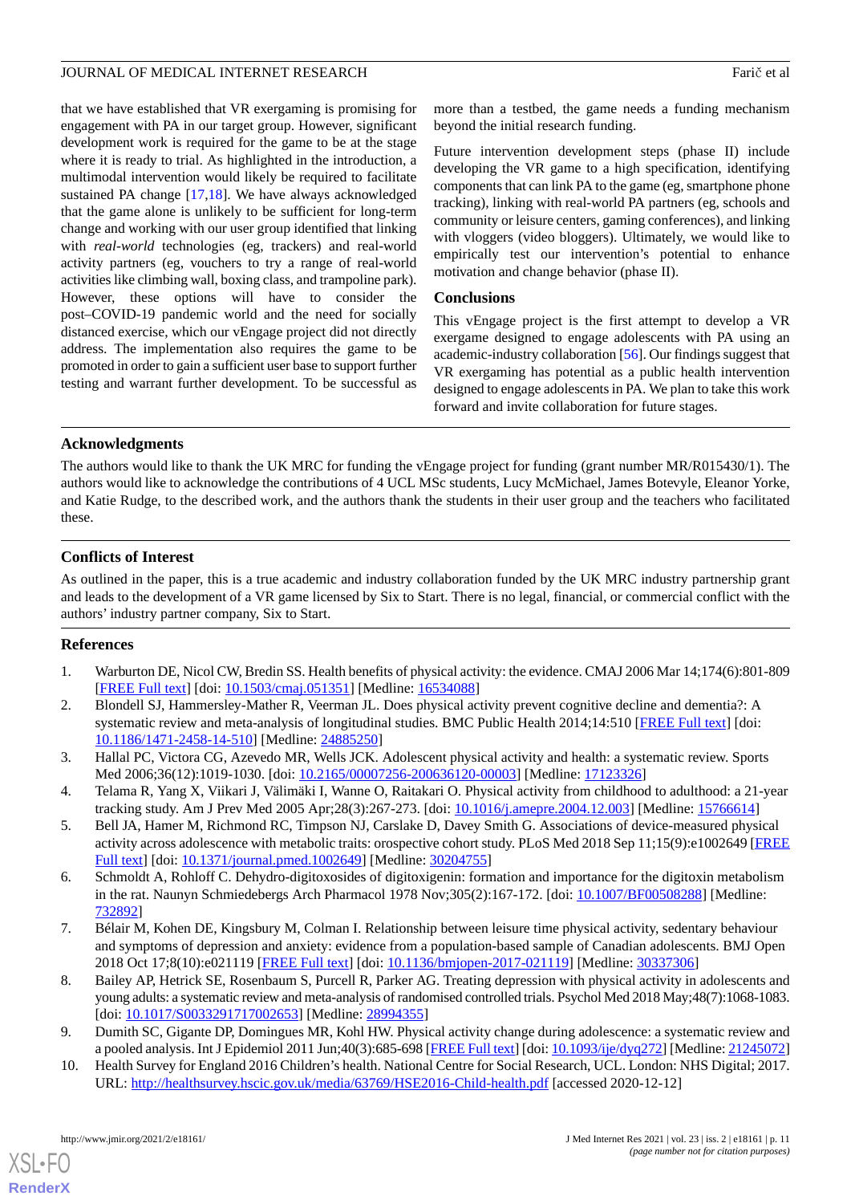that we have established that VR exergaming is promising for engagement with PA in our target group. However, significant development work is required for the game to be at the stage where it is ready to trial. As highlighted in the introduction, a multimodal intervention would likely be required to facilitate sustained PA change [17,18]. We have always acknowledged that the game alone is unlikely to be sufficient for long-term change and working with our user group identified that linking with *real-world* technologies (eg, trackers) and real-world activity partners (eg, vouchers to try a range of real-world activities like climbing wall, boxing class, and trampoline park). However, these options will have to consider the post–COVID-19 pandemic world and the need for socially distanced exercise, which our vEngage project did not directly address. The implementation also requires the game to be promoted in order to gain a sufficient user base to support further testing and warrant further development. To be successful as more than a testbed, the game needs a funding mechanism beyond the initial research funding.

Future intervention development steps (phase II) include developing the VR game to a high specification, identifying components that can link PA to the game (eg, smartphone phone tracking), linking with real-world PA partners (eg, schools and community or leisure centers, gaming conferences), and linking with vloggers (video bloggers). Ultimately, we would like to empirically test our intervention's potential to enhance motivation and change behavior (phase II).

## Conclusions

This vEngage project is the first attempt to develop a VR exergame designed to engage adolescents with PA using an academic-industry collaboration [56]. Our findings suggest that VR exergaming has potential as a public health intervention designed to engage adolescents in PA. We plan to take this work forward and invite collaboration for future stages.

## Acknowledgments

The authors would like to thank the UK MRC for funding the vEngage project for funding (grant number MR/R015430/1). The authors would like to acknowledge the contributions of 4 UCL MSc students, Lucy McMichael, James Botevyle, Eleanor Yorke, and Katie Rudge, to the described work, and the authors thank the students in their user group and the teachers who facilitated these.

## Conflicts of Interest

As outlined in the paper, this is a true academic and industry collaboration funded by the UK MRC industry partnership grant and leads to the development of a VR game licensed by Six to Start. There is no legal, financial, or commercial conflict with the authors' industry partner company, Six to Start.

## References

1. Warburton DE, Nicol CW, Bredin SS. Health benefits of physical activity: the evidence. CMAJ 2006 Mar 14;174(6):801-809 [FREE Full text] [doi: 10.1503/cmaj.051351] [Medline: 16534088]
2. Blondell SJ, Hammersley-Mather R, Veerman JL. Does physical activity prevent cognitive decline and dementia?: A systematic review and meta-analysis of longitudinal studies. BMC Public Health 2014;14:510 [FREE Full text] [doi: 10.1186/1471-2458-14-510] [Medline: 24885250]
3. Hallal PC, Victora CG, Azevedo MR, Wells JCK. Adolescent physical activity and health: a systematic review. Sports Med 2006;36(12):1019-1030. [doi: 10.2165/00007256-200636120-00003] [Medline: 17123326]
4. Telama R, Yang X, Viikari J, Välimäki I, Wanne O, Raitakari O. Physical activity from childhood to adulthood: a 21-year tracking study. Am J Prev Med 2005 Apr;28(3):267-273. [doi: 10.1016/j.amepre.2004.12.003] [Medline: 15766614]
5. Bell JA, Hamer M, Richmond RC, Timpson NJ, Carslake D, Davey Smith G. Associations of device-measured physical activity across adolescence with metabolic traits: orospective cohort study. PLoS Med 2018 Sep 11;15(9):e1002649 [FREE Full text] [doi: 10.1371/journal.pmed.1002649] [Medline: 30204755]
6. Schmoldt A, Rohloff C. Dehydro-digitoxosides of digitoxigenin: formation and importance for the digitoxin metabolism in the rat. Naunyn Schmiedebergs Arch Pharmacol 1978 Nov;305(2):167-172. [doi: 10.1007/BF00508288] [Medline: 732892]
7. Bélair M, Kohen DE, Kingsbury M, Colman I. Relationship between leisure time physical activity, sedentary behaviour and symptoms of depression and anxiety: evidence from a population-based sample of Canadian adolescents. BMJ Open 2018 Oct 17;8(10):e021119 [FREE Full text] [doi: 10.1136/bmjopen-2017-021119] [Medline: 30337306]
8. Bailey AP, Hetrick SE, Rosenbaum S, Purcell R, Parker AG. Treating depression with physical activity in adolescents and young adults: a systematic review and meta-analysis of randomised controlled trials. Psychol Med 2018 May;48(7):1068-1083. [doi: 10.1017/S0033291717002653] [Medline: 28994355]
9. Dumith SC, Gigante DP, Domingues MR, Kohl HW. Physical activity change during adolescence: a systematic review and a pooled analysis. Int J Epidemiol 2011 Jun;40(3):685-698 [FREE Full text] [doi: 10.1093/ije/dyq272] [Medline: 21245072]
10. Health Survey for England 2016 Children's health. National Centre for Social Research, UCL. London: NHS Digital; 2017. URL: http://healthsurvey.hscic.gov.uk/media/63769/HSE2016-Child-health.pdf [accessed 2020-12-12]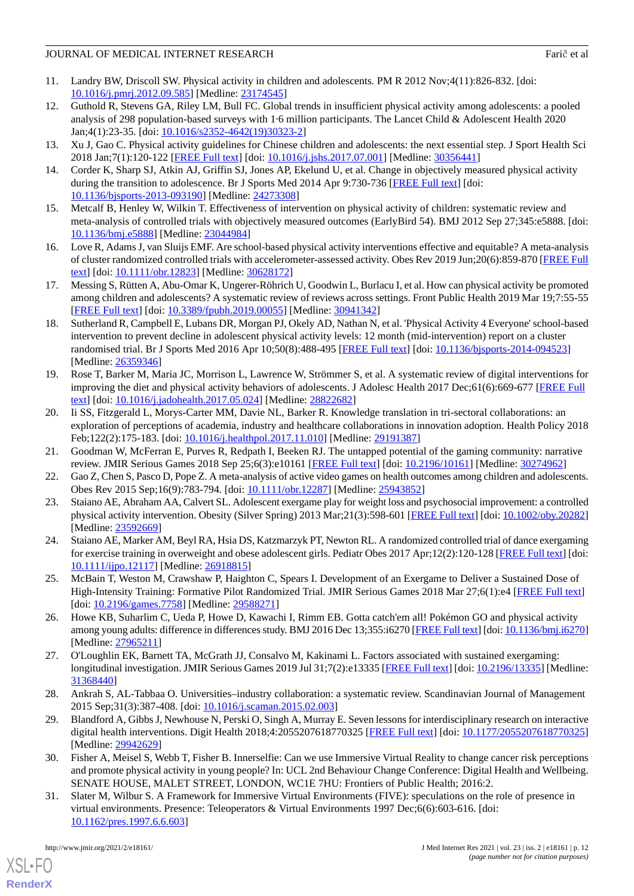11. Landry BW, Driscoll SW. Physical activity in children and adolescents. PM R 2012 Nov;4(11):826-832. [doi: 10.1016/j.pmrj.2012.09.585] [Medline: 23174545]
12. Guthold R, Stevens GA, Riley LM, Bull FC. Global trends in insufficient physical activity among adolescents: a pooled analysis of 298 population-based surveys with 1·6 million participants. The Lancet Child & Adolescent Health 2020 Jan;4(1):23-35. [doi: 10.1016/s2352-4642(19)30323-2]
13. Xu J, Gao C. Physical activity guidelines for Chinese children and adolescents: the next essential step. J Sport Health Sci 2018 Jan;7(1):120-122 [FREE Full text] [doi: 10.1016/j.jshs.2017.07.001] [Medline: 30356441]
14. Corder K, Sharp SJ, Atkin AJ, Griffin SJ, Jones AP, Ekelund U, et al. Change in objectively measured physical activity during the transition to adolescence. Br J Sports Med 2014 Apr 9:730-736 [FREE Full text] [doi: 10.1136/bjsports-2013-093190] [Medline: 24273308]
15. Metcalf B, Henley W, Wilkin T. Effectiveness of intervention on physical activity of children: systematic review and meta-analysis of controlled trials with objectively measured outcomes (EarlyBird 54). BMJ 2012 Sep 27;345:e5888. [doi: 10.1136/bmj.e5888] [Medline: 23044984]
16. Love R, Adams J, van Sluijs EMF. Are school-based physical activity interventions effective and equitable? A meta-analysis of cluster randomized controlled trials with accelerometer-assessed activity. Obes Rev 2019 Jun;20(6):859-870 [FREE Full text] [doi: 10.1111/obr.12823] [Medline: 30628172]
17. Messing S, Rütten A, Abu-Omar K, Ungerer-Röhrich U, Goodwin L, Burlacu I, et al. How can physical activity be promoted among children and adolescents? A systematic review of reviews across settings. Front Public Health 2019 Mar 19;7:55-55 [FREE Full text] [doi: 10.3389/fpubh.2019.00055] [Medline: 30941342]
18. Sutherland R, Campbell E, Lubans DR, Morgan PJ, Okely AD, Nathan N, et al. 'Physical Activity 4 Everyone' school-based intervention to prevent decline in adolescent physical activity levels: 12 month (mid-intervention) report on a cluster randomised trial. Br J Sports Med 2016 Apr 10;50(8):488-495 [FREE Full text] [doi: 10.1136/bjsports-2014-094523] [Medline: 26359346]
19. Rose T, Barker M, Maria JC, Morrison L, Lawrence W, Strömmer S, et al. A systematic review of digital interventions for improving the diet and physical activity behaviors of adolescents. J Adolesc Health 2017 Dec;61(6):669-677 [FREE Full text] [doi: 10.1016/j.jadohealth.2017.05.024] [Medline: 28822682]
20. Ii SS, Fitzgerald L, Morys-Carter MM, Davie NL, Barker R. Knowledge translation in tri-sectoral collaborations: an exploration of perceptions of academia, industry and healthcare collaborations in innovation adoption. Health Policy 2018 Feb;122(2):175-183. [doi: 10.1016/j.healthpol.2017.11.010] [Medline: 29191387]
21. Goodman W, McFerran E, Purves R, Redpath I, Beeken RJ. The untapped potential of the gaming community: narrative review. JMIR Serious Games 2018 Sep 25;6(3):e10161 [FREE Full text] [doi: 10.2196/10161] [Medline: 30274962]
22. Gao Z, Chen S, Pasco D, Pope Z. A meta-analysis of active video games on health outcomes among children and adolescents. Obes Rev 2015 Sep;16(9):783-794. [doi: 10.1111/obr.12287] [Medline: 25943852]
23. Staiano AE, Abraham AA, Calvert SL. Adolescent exergame play for weight loss and psychosocial improvement: a controlled physical activity intervention. Obesity (Silver Spring) 2013 Mar;21(3):598-601 [FREE Full text] [doi: 10.1002/oby.20282] [Medline: 23592669]
24. Staiano AE, Marker AM, Beyl RA, Hsia DS, Katzmarzyk PT, Newton RL. A randomized controlled trial of dance exergaming for exercise training in overweight and obese adolescent girls. Pediatr Obes 2017 Apr;12(2):120-128 [FREE Full text] [doi: 10.1111/ijpo.12117] [Medline: 26918815]
25. McBain T, Weston M, Crawshaw P, Haighton C, Spears I. Development of an Exergame to Deliver a Sustained Dose of High-Intensity Training: Formative Pilot Randomized Trial. JMIR Serious Games 2018 Mar 27;6(1):e4 [FREE Full text] [doi: 10.2196/games.7758] [Medline: 29588271]
26. Howe KB, Suharlim C, Ueda P, Howe D, Kawachi I, Rimm EB. Gotta catch'em all! Pokémon GO and physical activity among young adults: difference in differences study. BMJ 2016 Dec 13;355:i6270 [FREE Full text] [doi: 10.1136/bmj.i6270] [Medline: 27965211]
27. O'Loughlin EK, Barnett TA, McGrath JJ, Consalvo M, Kakinami L. Factors associated with sustained exergaming: longitudinal investigation. JMIR Serious Games 2019 Jul 31;7(2):e13335 [FREE Full text] [doi: 10.2196/13335] [Medline: 31368440]
28. Ankrah S, AL-Tabbaa O. Universities–industry collaboration: a systematic review. Scandinavian Journal of Management 2015 Sep;31(3):387-408. [doi: 10.1016/j.scaman.2015.02.003]
29. Blandford A, Gibbs J, Newhouse N, Perski O, Singh A, Murray E. Seven lessons for interdisciplinary research on interactive digital health interventions. Digit Health 2018;4:2055207618770325 [FREE Full text] [doi: 10.1177/2055207618770325] [Medline: 29942629]
30. Fisher A, Meisel S, Webb T, Fisher B. Innerselfie: Can we use Immersive Virtual Reality to change cancer risk perceptions and promote physical activity in young people? In: UCL 2nd Behaviour Change Conference: Digital Health and Wellbeing. SENATE HOUSE, MALET STREET, LONDON, WC1E 7HU: Frontiers of Public Health; 2016:2.
31. Slater M, Wilbur S. A Framework for Immersive Virtual Environments (FIVE): speculations on the role of presence in virtual environments. Presence: Teleoperators & Virtual Environments 1997 Dec;6(6):603-616. [doi: 10.1162/pres.1997.6.6.603]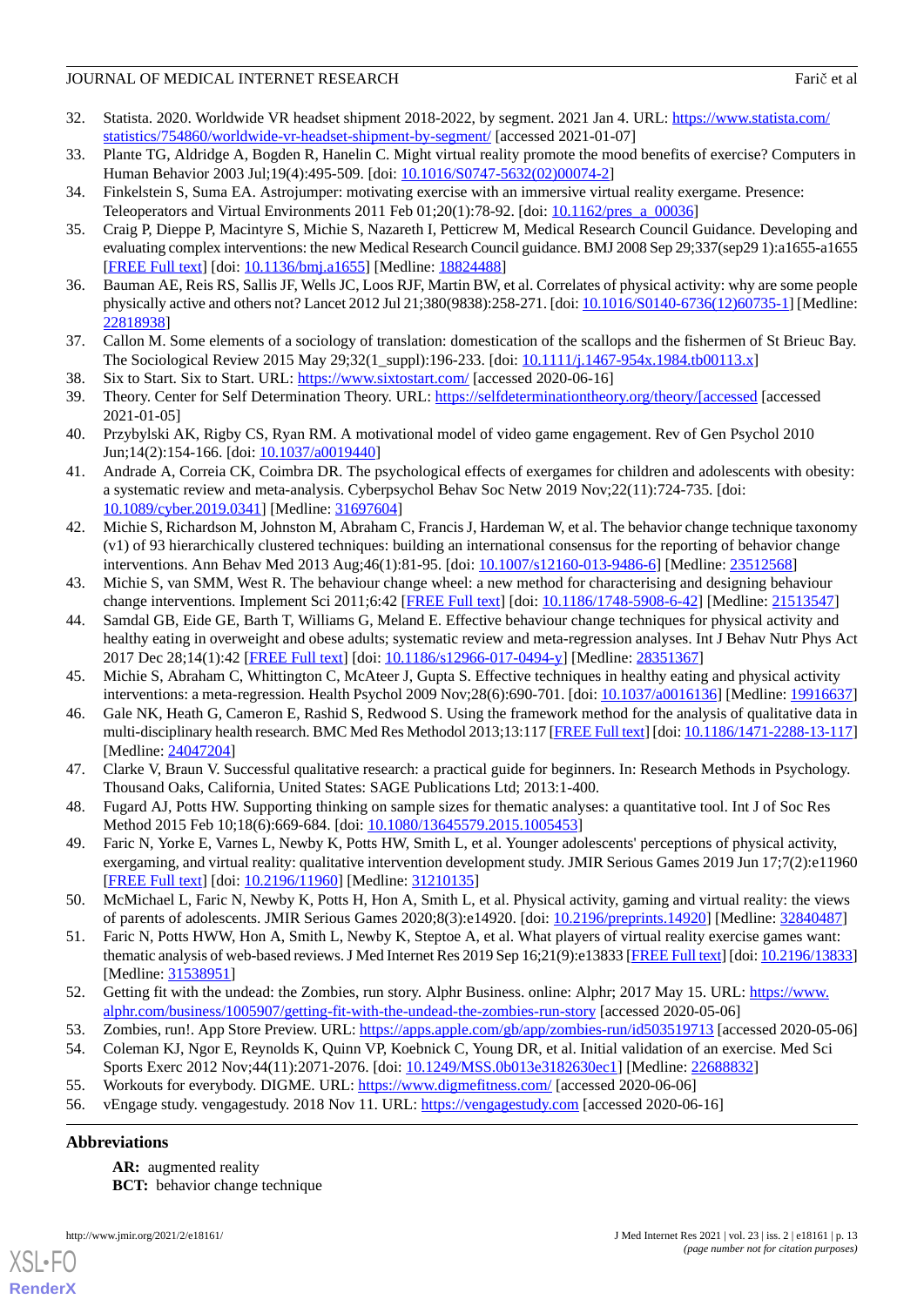32. Statista. 2020. Worldwide VR headset shipment 2018-2022, by segment. 2021 Jan 4. URL: https://www.statista.com/statistics/754860/worldwide-vr-headset-shipment-by-segment/ [accessed 2021-01-07]
33. Plante TG, Aldridge A, Bogden R, Hanelin C. Might virtual reality promote the mood benefits of exercise? Computers in Human Behavior 2003 Jul;19(4):495-509. [doi: 10.1016/S0747-5632(02)00074-2]
34. Finkelstein S, Suma EA. Astrojumper: motivating exercise with an immersive virtual reality exergame. Presence: Teleoperators and Virtual Environments 2011 Feb 01;20(1):78-92. [doi: 10.1162/pres_a_00036]
35. Craig P, Dieppe P, Macintyre S, Michie S, Nazareth I, Petticrew M, Medical Research Council Guidance. Developing and evaluating complex interventions: the new Medical Research Council guidance. BMJ 2008 Sep 29;337(sep29 1):a1655-a1655 [FREE Full text] [doi: 10.1136/bmj.a1655] [Medline: 18824488]
36. Bauman AE, Reis RS, Sallis JF, Wells JC, Loos RJF, Martin BW, et al. Correlates of physical activity: why are some people physically active and others not? Lancet 2012 Jul 21;380(9838):258-271. [doi: 10.1016/S0140-6736(12)60735-1] [Medline: 22818938]
37. Callon M. Some elements of a sociology of translation: domestication of the scallops and the fishermen of St Brieuc Bay. The Sociological Review 2015 May 29;32(1_suppl):196-233. [doi: 10.1111/j.1467-954x.1984.tb00113.x]
38. Six to Start. Six to Start. URL: https://www.sixtostart.com/ [accessed 2020-06-16]
39. Theory. Center for Self Determination Theory. URL: https://selfdeterminationtheory.org/theory/[accessed [accessed 2021-01-05]
40. Przybylski AK, Rigby CS, Ryan RM. A motivational model of video game engagement. Rev of Gen Psychol 2010 Jun;14(2):154-166. [doi: 10.1037/a0019440]
41. Andrade A, Correia CK, Coimbra DR. The psychological effects of exergames for children and adolescents with obesity: a systematic review and meta-analysis. Cyberpsychol Behav Soc Netw 2019 Nov;22(11):724-735. [doi: 10.1089/cyber.2019.0341] [Medline: 31697604]
42. Michie S, Richardson M, Johnston M, Abraham C, Francis J, Hardeman W, et al. The behavior change technique taxonomy (v1) of 93 hierarchically clustered techniques: building an international consensus for the reporting of behavior change interventions. Ann Behav Med 2013 Aug;46(1):81-95. [doi: 10.1007/s12160-013-9486-6] [Medline: 23512568]
43. Michie S, van SMM, West R. The behaviour change wheel: a new method for characterising and designing behaviour change interventions. Implement Sci 2011;6:42 [FREE Full text] [doi: 10.1186/1748-5908-6-42] [Medline: 21513547]
44. Samdal GB, Eide GE, Barth T, Williams G, Meland E. Effective behaviour change techniques for physical activity and healthy eating in overweight and obese adults; systematic review and meta-regression analyses. Int J Behav Nutr Phys Act 2017 Dec 28;14(1):42 [FREE Full text] [doi: 10.1186/s12966-017-0494-y] [Medline: 28351367]
45. Michie S, Abraham C, Whittington C, McAteer J, Gupta S. Effective techniques in healthy eating and physical activity interventions: a meta-regression. Health Psychol 2009 Nov;28(6):690-701. [doi: 10.1037/a0016136] [Medline: 19916637]
46. Gale NK, Heath G, Cameron E, Rashid S, Redwood S. Using the framework method for the analysis of qualitative data in multi-disciplinary health research. BMC Med Res Methodol 2013;13:117 [FREE Full text] [doi: 10.1186/1471-2288-13-117] [Medline: 24047204]
47. Clarke V, Braun V. Successful qualitative research: a practical guide for beginners. In: Research Methods in Psychology. Thousand Oaks, California, United States: SAGE Publications Ltd; 2013:1-400.
48. Fugard AJ, Potts HW. Supporting thinking on sample sizes for thematic analyses: a quantitative tool. Int J of Soc Res Method 2015 Feb 10;18(6):669-684. [doi: 10.1080/13645579.2015.1005453]
49. Faric N, Yorke E, Varnes L, Newby K, Potts HW, Smith L, et al. Younger adolescents' perceptions of physical activity, exergaming, and virtual reality: qualitative intervention development study. JMIR Serious Games 2019 Jun 17;7(2):e11960 [FREE Full text] [doi: 10.2196/11960] [Medline: 31210135]
50. McMichael L, Faric N, Newby K, Potts H, Hon A, Smith L, et al. Physical activity, gaming and virtual reality: the views of parents of adolescents. JMIR Serious Games 2020;8(3):e14920. [doi: 10.2196/preprints.14920] [Medline: 32840487]
51. Faric N, Potts HWW, Hon A, Smith L, Newby K, Steptoe A, et al. What players of virtual reality exercise games want: thematic analysis of web-based reviews. J Med Internet Res 2019 Sep 16;21(9):e13833 [FREE Full text] [doi: 10.2196/13833] [Medline: 31538951]
52. Getting fit with the undead: the Zombies, run story. Alphr Business. online: Alphr; 2017 May 15. URL: https://www.alphr.com/business/1005907/getting-fit-with-the-undead-the-zombies-run-story [accessed 2020-05-06]
53. Zombies, run!. App Store Preview. URL: https://apps.apple.com/gb/app/zombies-run/id503519713 [accessed 2020-05-06]
54. Coleman KJ, Ngor E, Reynolds K, Quinn VP, Koebnick C, Young DR, et al. Initial validation of an exercise. Med Sci Sports Exerc 2012 Nov;44(11):2071-2076. [doi: 10.1249/MSS.0b013e3182630ec1] [Medline: 22688832]
55. Workouts for everybody. DIGME. URL: https://www.digmefitness.com/ [accessed 2020-06-06]
56. vEngage study. vengagestudy. 2018 Nov 11. URL: https://vengagestudy.com [accessed 2020-06-16]

## Abbreviations

**AR:** augmented reality
**BCT:** behavior change technique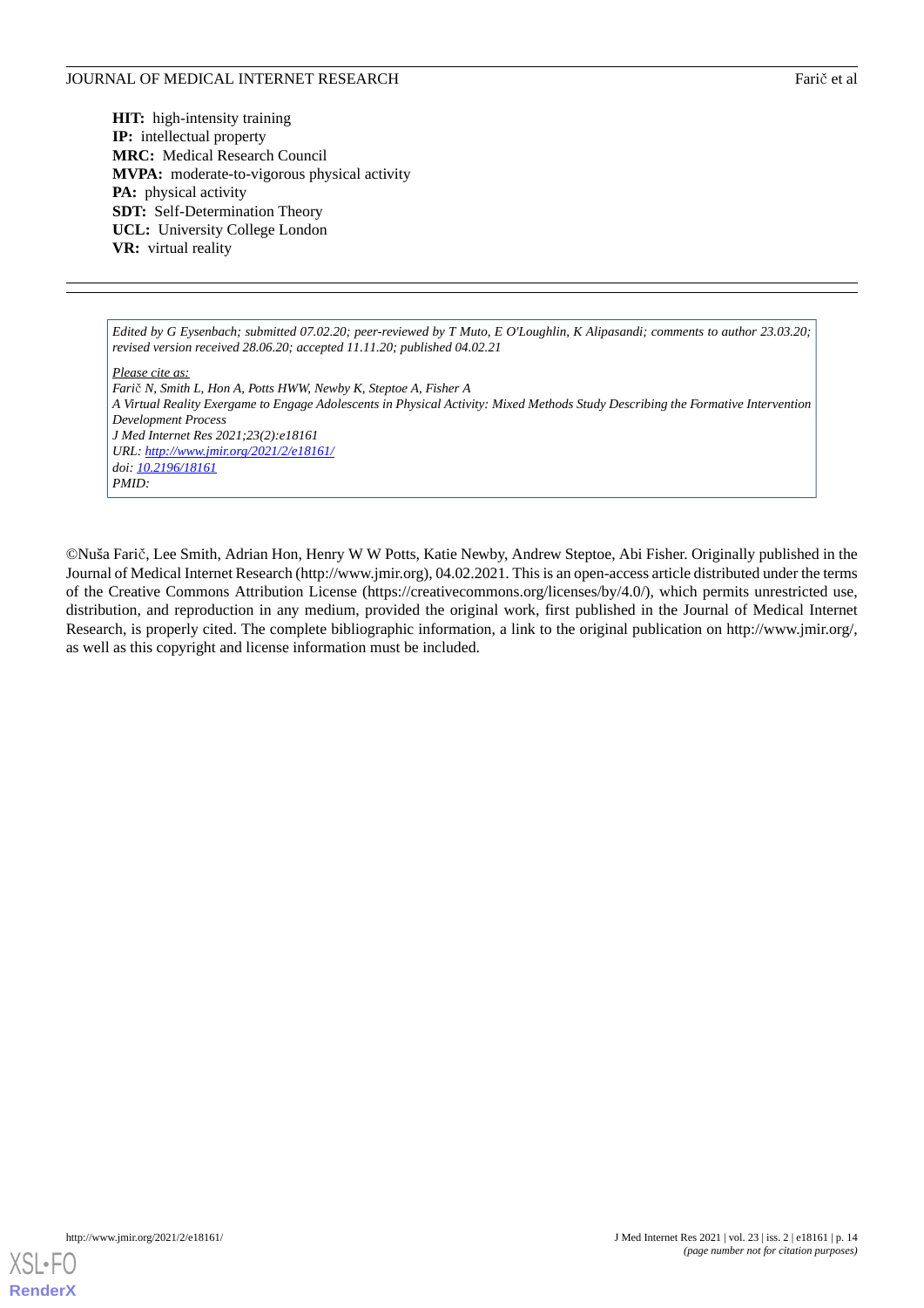**HIT:** high-intensity training
**IP:** intellectual property
**MRC:** Medical Research Council
**MVPA:** moderate-to-vigorous physical activity
**PA:** physical activity
**SDT:** Self-Determination Theory
**UCL:** University College London
**VR:** virtual reality

---

*Edited by G Eysenbach; submitted 07.02.20; peer-reviewed by T Muto, E O'Loughlin, K Alipasandi; comments to author 23.03.20; revised version received 28.06.20; accepted 11.11.20; published 04.02.21*

*Please cite as:*
*Farič N, Smith L, Hon A, Potts HWW, Newby K, Steptoe A, Fisher A*
*A Virtual Reality Exergame to Engage Adolescents in Physical Activity: Mixed Methods Study Describing the Formative Intervention Development Process*
*J Med Internet Res 2021;23(2):e18161*
*URL: http://www.jmir.org/2021/2/e18161/*
*doi: 10.2196/18161*
*PMID:*

©Nuša Farič, Lee Smith, Adrian Hon, Henry W W Potts, Katie Newby, Andrew Steptoe, Abi Fisher. Originally published in the Journal of Medical Internet Research (http://www.jmir.org), 04.02.2021. This is an open-access article distributed under the terms of the Creative Commons Attribution License (https://creativecommons.org/licenses/by/4.0/), which permits unrestricted use, distribution, and reproduction in any medium, provided the original work, first published in the Journal of Medical Internet Research, is properly cited. The complete bibliographic information, a link to the original publication on http://www.jmir.org/, as well as this copyright and license information must be included.